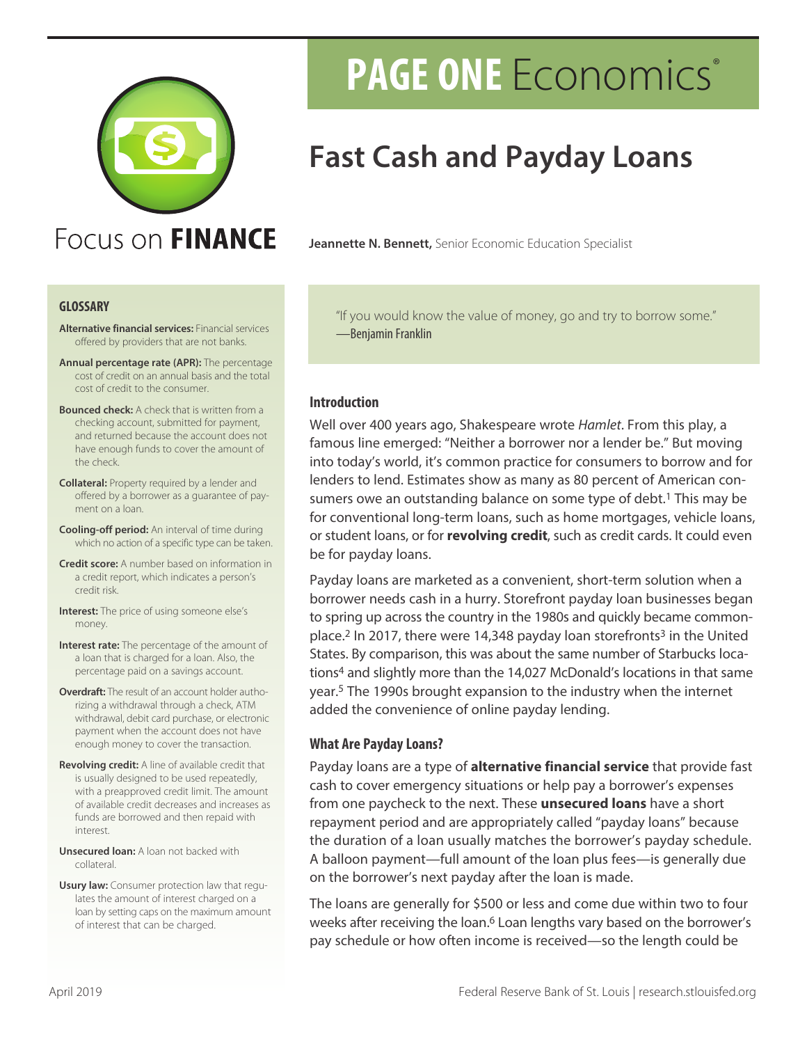# PAGE ONE Economics®

Focus on **FINANCE**

## Fast Cash and Payday Loans

**Jeannette N. Bennett,** Senior Economic Education Specialist

### GLOSSARY

**Alternative financial services:** Financial services offered by providers that are not banks.

**Annual percentage rate (APR):** The percentage cost of credit on an annual basis and the total cost of credit to the consumer.

**Bounced check:** A check that is written from a checking account, submitted for payment, and returned because the account does not have enough funds to cover the amount of the check.

**Collateral:** Property required by a lender and offered by a borrower as a guarantee of payment on a loan.

**Cooling-off period:** An interval of time during which no action of a specific type can be taken.

**Credit score:** A number based on information in a credit report, which indicates a person's credit risk.

**Interest:** The price of using someone else's money.

**Interest rate:** The percentage of the amount of a loan that is charged for a loan. Also, the percentage paid on a savings account.

**Overdraft:** The result of an account holder authorizing a withdrawal through a check, ATM withdrawal, debit card purchase, or electronic payment when the account does not have enough money to cover the transaction.

**Revolving credit:** A line of available credit that is usually designed to be used repeatedly, with a preapproved credit limit. The amount of available credit decreases and increases as funds are borrowed and then repaid with interest.

**Unsecured loan:** A loan not backed with collateral.

**Usury law:** Consumer protection law that regulates the amount of interest charged on a loan by setting caps on the maximum amount of interest that can be charged.

> "If you would know the value of money, go and try to borrow some."
> —Benjamin Franklin

### Introduction

Well over 400 years ago, Shakespeare wrote *Hamlet*. From this play, a famous line emerged: "Neither a borrower nor a lender be." But moving into today's world, it's common practice for consumers to borrow and for lenders to lend. Estimates show as many as 80 percent of American consumers owe an outstanding balance on some type of debt.[1] This may be for conventional long-term loans, such as home mortgages, vehicle loans, or student loans, or for **revolving credit**, such as credit cards. It could even be for payday loans.

Payday loans are marketed as a convenient, short-term solution when a borrower needs cash in a hurry. Storefront payday loan businesses began to spring up across the country in the 1980s and quickly became commonplace.[2] In 2017, there were 14,348 payday loan storefronts[3] in the United States. By comparison, this was about the same number of Starbucks locations[4] and slightly more than the 14,027 McDonald's locations in that same year.[5] The 1990s brought expansion to the industry when the internet added the convenience of online payday lending.

### What Are Payday Loans?

Payday loans are a type of **alternative financial service** that provide fast cash to cover emergency situations or help pay a borrower's expenses from one paycheck to the next. These **unsecured loans** have a short repayment period and are appropriately called "payday loans" because the duration of a loan usually matches the borrower's payday schedule. A balloon payment—full amount of the loan plus fees—is generally due on the borrower's next payday after the loan is made.

The loans are generally for $500 or less and come due within two to four weeks after receiving the loan.[6] Loan lengths vary based on the borrower's pay schedule or how often income is received—so the length could be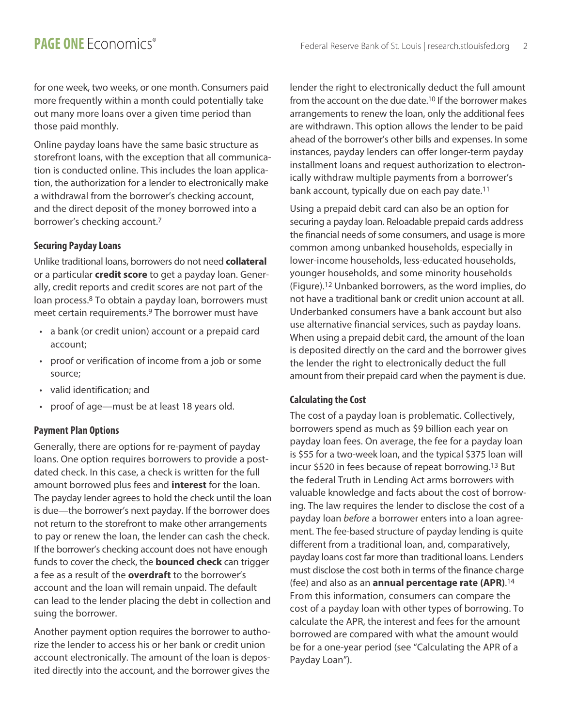for one week, two weeks, or one month. Consumers paid more frequently within a month could potentially take out many more loans over a given time period than those paid monthly.

Online payday loans have the same basic structure as storefront loans, with the exception that all communication is conducted online. This includes the loan application, the authorization for a lender to electronically make a withdrawal from the borrower's checking account, and the direct deposit of the money borrowed into a borrower's checking account.[7]

### Securing Payday Loans

Unlike traditional loans, borrowers do not need **collateral** or a particular **credit score** to get a payday loan. Generally, credit reports and credit scores are not part of the loan process.[8] To obtain a payday loan, borrowers must meet certain requirements.[9] The borrower must have

- a bank (or credit union) account or a prepaid card account;
- proof or verification of income from a job or some source;
- valid identification; and
- proof of age—must be at least 18 years old.

### Payment Plan Options

Generally, there are options for re-payment of payday loans. One option requires borrowers to provide a post-dated check. In this case, a check is written for the full amount borrowed plus fees and **interest** for the loan. The payday lender agrees to hold the check until the loan is due—the borrower's next payday. If the borrower does not return to the storefront to make other arrangements to pay or renew the loan, the lender can cash the check. If the borrower's checking account does not have enough funds to cover the check, the **bounced check** can trigger a fee as a result of the **overdraft** to the borrower's account and the loan will remain unpaid. The default can lead to the lender placing the debt in collection and suing the borrower.

Another payment option requires the borrower to authorize the lender to access his or her bank or credit union account electronically. The amount of the loan is deposited directly into the account, and the borrower gives the lender the right to electronically deduct the full amount from the account on the due date.[10] If the borrower makes arrangements to renew the loan, only the additional fees are withdrawn. This option allows the lender to be paid ahead of the borrower's other bills and expenses. In some instances, payday lenders can offer longer-term payday installment loans and request authorization to electronically withdraw multiple payments from a borrower's bank account, typically due on each pay date.[11]

Using a prepaid debit card can also be an option for securing a payday loan. Reloadable prepaid cards address the financial needs of some consumers, and usage is more common among unbanked households, especially in lower-income households, less-educated households, younger households, and some minority households (Figure).[12] Unbanked borrowers, as the word implies, do not have a traditional bank or credit union account at all. Underbanked consumers have a bank account but also use alternative financial services, such as payday loans. When using a prepaid debit card, the amount of the loan is deposited directly on the card and the borrower gives the lender the right to electronically deduct the full amount from their prepaid card when the payment is due.

### Calculating the Cost

The cost of a payday loan is problematic. Collectively, borrowers spend as much as $9 billion each year on payday loan fees. On average, the fee for a payday loan is $55 for a two-week loan, and the typical $375 loan will incur $520 in fees because of repeat borrowing.[13] But the federal Truth in Lending Act arms borrowers with valuable knowledge and facts about the cost of borrowing. The law requires the lender to disclose the cost of a payday loan *before* a borrower enters into a loan agreement. The fee-based structure of payday lending is quite different from a traditional loan, and, comparatively, payday loans cost far more than traditional loans. Lenders must disclose the cost both in terms of the finance charge (fee) and also as an **annual percentage rate (APR)**.[14] From this information, consumers can compare the cost of a payday loan with other types of borrowing. To calculate the APR, the interest and fees for the amount borrowed are compared with what the amount would be for a one-year period (see "Calculating the APR of a Payday Loan").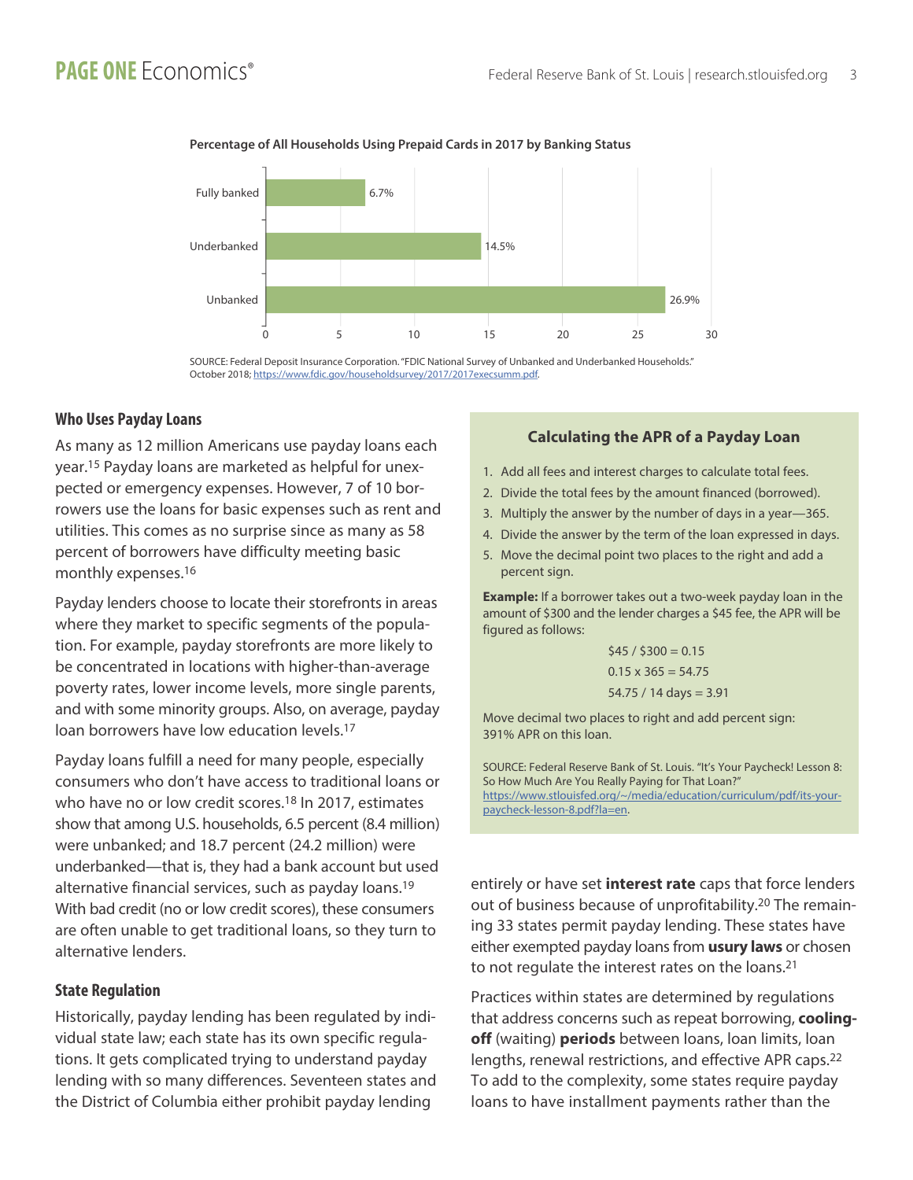**Percentage of All Households Using Prepaid Cards in 2017 by Banking Status**

| Banking Status | Percentage |
|---|---|
| Fully banked | 6.7% |
| Underbanked | 14.5% |
| Unbanked | 26.9% |

SOURCE: Federal Deposit Insurance Corporation. "FDIC National Survey of Unbanked and Underbanked Households." October 2018; https://www.fdic.gov/householdsurvey/2017/2017execsumm.pdf.

### Who Uses Payday Loans

As many as 12 million Americans use payday loans each year.[15] Payday loans are marketed as helpful for unexpected or emergency expenses. However, 7 of 10 borrowers use the loans for basic expenses such as rent and utilities. This comes as no surprise since as many as 58 percent of borrowers have difficulty meeting basic monthly expenses.[16]

Payday lenders choose to locate their storefronts in areas where they market to specific segments of the population. For example, payday storefronts are more likely to be concentrated in locations with higher-than-average poverty rates, lower income levels, more single parents, and with some minority groups. Also, on average, payday loan borrowers have low education levels.[17]

Payday loans fulfill a need for many people, especially consumers who don't have access to traditional loans or who have no or low credit scores.[18] In 2017, estimates show that among U.S. households, 6.5 percent (8.4 million) were unbanked; and 18.7 percent (24.2 million) were underbanked—that is, they had a bank account but used alternative financial services, such as payday loans.[19] With bad credit (no or low credit scores), these consumers are often unable to get traditional loans, so they turn to alternative lenders.

### State Regulation

Historically, payday lending has been regulated by individual state law; each state has its own specific regulations. It gets complicated trying to understand payday lending with so many differences. Seventeen states and the District of Columbia either prohibit payday lending entirely or have set **interest rate** caps that force lenders out of business because of unprofitability.[20] The remaining 33 states permit payday lending. These states have either exempted payday loans from **usury laws** or chosen to not regulate the interest rates on the loans.[21]

Practices within states are determined by regulations that address concerns such as repeat borrowing, **cooling-off** (waiting) **periods** between loans, loan limits, loan lengths, renewal restrictions, and effective APR caps.[22] To add to the complexity, some states require payday loans to have installment payments rather than the

---

#### Calculating the APR of a Payday Loan

1. Add all fees and interest charges to calculate total fees.
2. Divide the total fees by the amount financed (borrowed).
3. Multiply the answer by the number of days in a year—365.
4. Divide the answer by the term of the loan expressed in days.
5. Move the decimal point two places to the right and add a percent sign.

**Example:** If a borrower takes out a two-week payday loan in the amount of $300 and the lender charges a $45 fee, the APR will be figured as follows:

$45 / $300 = 0.15

0.15 x 365 = 54.75

54.75 / 14 days = 3.91

Move decimal two places to right and add percent sign: 391% APR on this loan.

SOURCE: Federal Reserve Bank of St. Louis. "It's Your Paycheck! Lesson 8: So How Much Are You Really Paying for That Loan?" https://www.stlouisfed.org/~/media/education/curriculum/pdf/its-your-paycheck-lesson-8.pdf?la=en.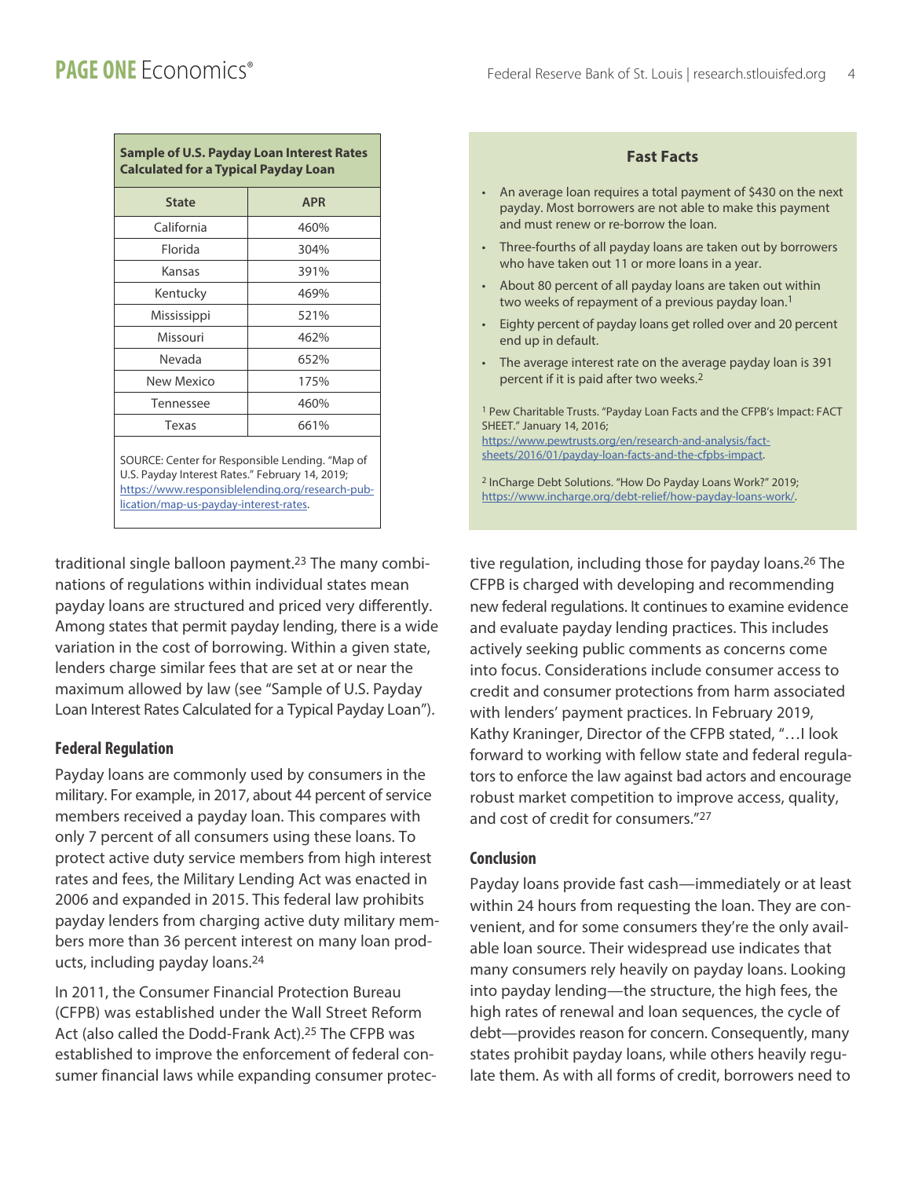**Sample of U.S. Payday Loan Interest Rates Calculated for a Typical Payday Loan**

| State | APR |
|---|---|
| California | 460% |
| Florida | 304% |
| Kansas | 391% |
| Kentucky | 469% |
| Mississippi | 521% |
| Missouri | 462% |
| Nevada | 652% |
| New Mexico | 175% |
| Tennessee | 460% |
| Texas | 661% |

SOURCE: Center for Responsible Lending. "Map of U.S. Payday Interest Rates." February 14, 2019; https://www.responsiblelending.org/research-publication/map-us-payday-interest-rates.

### Fast Facts

- An average loan requires a total payment of $430 on the next payday. Most borrowers are not able to make this payment and must renew or re-borrow the loan.
- Three-fourths of all payday loans are taken out by borrowers who have taken out 11 or more loans in a year.
- About 80 percent of all payday loans are taken out within two weeks of repayment of a previous payday loan.[1]
- Eighty percent of payday loans get rolled over and 20 percent end up in default.
- The average interest rate on the average payday loan is 391 percent if it is paid after two weeks.[2]

[1] Pew Charitable Trusts. "Payday Loan Facts and the CFPB's Impact: FACT SHEET." January 14, 2016; https://www.pewtrusts.org/en/research-and-analysis/fact-sheets/2016/01/payday-loan-facts-and-the-cfpbs-impact.

[2] InCharge Debt Solutions. "How Do Payday Loans Work?" 2019; https://www.incharge.org/debt-relief/how-payday-loans-work/.

traditional single balloon payment.[23] The many combinations of regulations within individual states mean payday loans are structured and priced very differently. Among states that permit payday lending, there is a wide variation in the cost of borrowing. Within a given state, lenders charge similar fees that are set at or near the maximum allowed by law (see "Sample of U.S. Payday Loan Interest Rates Calculated for a Typical Payday Loan").

## Federal Regulation

Payday loans are commonly used by consumers in the military. For example, in 2017, about 44 percent of service members received a payday loan. This compares with only 7 percent of all consumers using these loans. To protect active duty service members from high interest rates and fees, the Military Lending Act was enacted in 2006 and expanded in 2015. This federal law prohibits payday lenders from charging active duty military members more than 36 percent interest on many loan products, including payday loans.[24]

In 2011, the Consumer Financial Protection Bureau (CFPB) was established under the Wall Street Reform Act (also called the Dodd-Frank Act).[25] The CFPB was established to improve the enforcement of federal consumer financial laws while expanding consumer protective regulation, including those for payday loans.[26] The CFPB is charged with developing and recommending new federal regulations. It continues to examine evidence and evaluate payday lending practices. This includes actively seeking public comments as concerns come into focus. Considerations include consumer access to credit and consumer protections from harm associated with lenders' payment practices. In February 2019, Kathy Kraninger, Director of the CFPB stated, "…I look forward to working with fellow state and federal regulators to enforce the law against bad actors and encourage robust market competition to improve access, quality, and cost of credit for consumers."[27]

## Conclusion

Payday loans provide fast cash—immediately or at least within 24 hours from requesting the loan. They are convenient, and for some consumers they're the only available loan source. Their widespread use indicates that many consumers rely heavily on payday loans. Looking into payday lending—the structure, the high fees, the high rates of renewal and loan sequences, the cycle of debt—provides reason for concern. Consequently, many states prohibit payday loans, while others heavily regulate them. As with all forms of credit, borrowers need to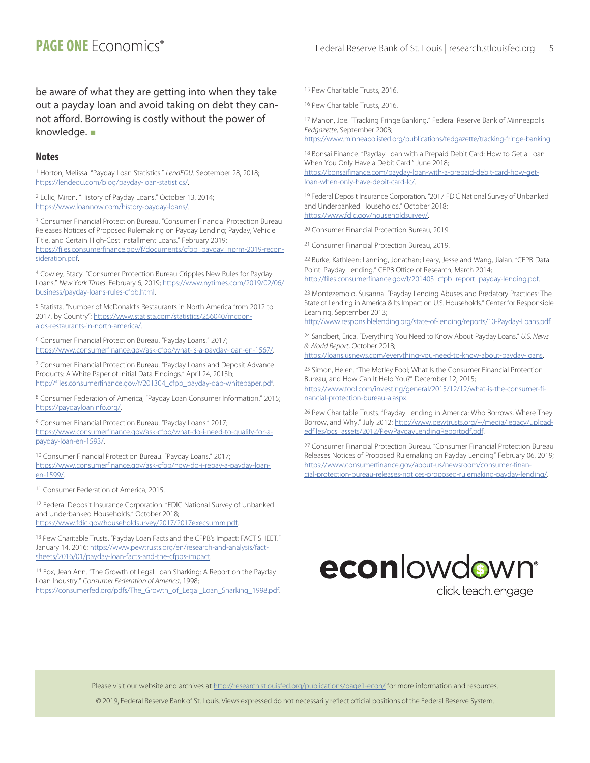be aware of what they are getting into when they take out a payday loan and avoid taking on debt they cannot afford. Borrowing is costly without the power of knowledge. ■

## Notes

[1] Horton, Melissa. "Payday Loan Statistics." *LendEDU*. September 28, 2018; https://lendedu.com/blog/payday-loan-statistics/.

[2] Lulic, Miron. "History of Payday Loans." October 13, 2014; https://www.loannow.com/history-payday-loans/.

[3] Consumer Financial Protection Bureau. "Consumer Financial Protection Bureau Releases Notices of Proposed Rulemaking on Payday Lending; Payday, Vehicle Title, and Certain High-Cost Installment Loans." February 2019; https://files.consumerfinance.gov/f/documents/cfpb_payday_nprm-2019-reconsideration.pdf.

[4] Cowley, Stacy. "Consumer Protection Bureau Cripples New Rules for Payday Loans." *New York Times*. February 6, 2019; https://www.nytimes.com/2019/02/06/business/payday-loans-rules-cfpb.html.

[5] Statista. "Number of McDonald's Restaurants in North America from 2012 to 2017, by Country"; https://www.statista.com/statistics/256040/mcdonalds-restaurants-in-north-america/.

[6] Consumer Financial Protection Bureau. "Payday Loans." 2017; https://www.consumerfinance.gov/ask-cfpb/what-is-a-payday-loan-en-1567/.

[7] Consumer Financial Protection Bureau. "Payday Loans and Deposit Advance Products: A White Paper of Initial Data Findings." April 24, 2013b; http://files.consumerfinance.gov/f/201304_cfpb_payday-dap-whitepaper.pdf.

[8] Consumer Federation of America, "Payday Loan Consumer Information." 2015; https://paydayloaninfo.org/.

[9] Consumer Financial Protection Bureau. "Payday Loans." 2017; https://www.consumerfinance.gov/ask-cfpb/what-do-i-need-to-qualify-for-a-payday-loan-en-1593/.

[10] Consumer Financial Protection Bureau. "Payday Loans." 2017; https://www.consumerfinance.gov/ask-cfpb/how-do-i-repay-a-payday-loan-en-1599/.

[11] Consumer Federation of America, 2015.

[12] Federal Deposit Insurance Corporation. "FDIC National Survey of Unbanked and Underbanked Households." October 2018; https://www.fdic.gov/householdsurvey/2017/2017execsumm.pdf.

[13] Pew Charitable Trusts. "Payday Loan Facts and the CFPB's Impact: FACT SHEET." January 14, 2016; https://www.pewtrusts.org/en/research-and-analysis/fact-sheets/2016/01/payday-loan-facts-and-the-cfpbs-impact.

[14] Fox, Jean Ann. "The Growth of Legal Loan Sharking: A Report on the Payday Loan Industry." *Consumer Federation of America*, 1998; https://consumerfed.org/pdfs/The_Growth_of_Legal_Loan_Sharking_1998.pdf.

[15] Pew Charitable Trusts, 2016.

[16] Pew Charitable Trusts, 2016.

[17] Mahon, Joe. "Tracking Fringe Banking." Federal Reserve Bank of Minneapolis *Fedgazette*, September 2008; https://www.minneapolisfed.org/publications/fedgazette/tracking-fringe-banking.

[18] Bonsai Finance. "Payday Loan with a Prepaid Debit Card: How to Get a Loan When You Only Have a Debit Card." June 2018; https://bonsaifinance.com/payday-loan-with-a-prepaid-debit-card-how-get-loan-when-only-have-debit-card-lc/.

[19] Federal Deposit Insurance Corporation. "2017 FDIC National Survey of Unbanked and Underbanked Households." October 2018; https://www.fdic.gov/householdsurvey/.

[20] Consumer Financial Protection Bureau, 2019.

[21] Consumer Financial Protection Bureau, 2019.

[22] Burke, Kathleen; Lanning, Jonathan; Leary, Jesse and Wang, Jialan. "CFPB Data Point: Payday Lending." CFPB Office of Research, March 2014; http://files.consumerfinance.gov/f/201403_cfpb_report_payday-lending.pdf.

[23] Montezemolo, Susanna. "Payday Lending Abuses and Predatory Practices: The State of Lending in America & Its Impact on U.S. Households." Center for Responsible Learning, September 2013; http://www.responsiblelending.org/state-of-lending/reports/10-Payday-Loans.pdf.

[24] Sandbert, Erica. "Everything You Need to Know About Payday Loans." *U.S. News & World Report*, October 2018; https://loans.usnews.com/everything-you-need-to-know-about-payday-loans.

[25] Simon, Helen. "The Motley Fool; What Is the Consumer Financial Protection Bureau, and How Can It Help You?" December 12, 2015; https://www.fool.com/investing/general/2015/12/12/what-is-the-consumer-financial-protection-bureau-a.aspx.

[26] Pew Charitable Trusts. "Payday Lending in America: Who Borrows, Where They Borrow, and Why." July 2012; http://www.pewtrusts.org/~/media/legacy/uploadedfiles/pcs_assets/2012/PewPaydayLendingReportpdf.pdf.

[27] Consumer Financial Protection Bureau. "Consumer Financial Protection Bureau Releases Notices of Proposed Rulemaking on Payday Lending" February 06, 2019; https://www.consumerfinance.gov/about-us/newsroom/consumer-financial-protection-bureau-releases-notices-proposed-rulemaking-payday-lending/.

econlowdown®
click. teach. engage.

Please visit our website and archives at http://research.stlouisfed.org/publications/page1-econ/ for more information and resources.

© 2019, Federal Reserve Bank of St. Louis. Views expressed do not necessarily reflect official positions of the Federal Reserve System.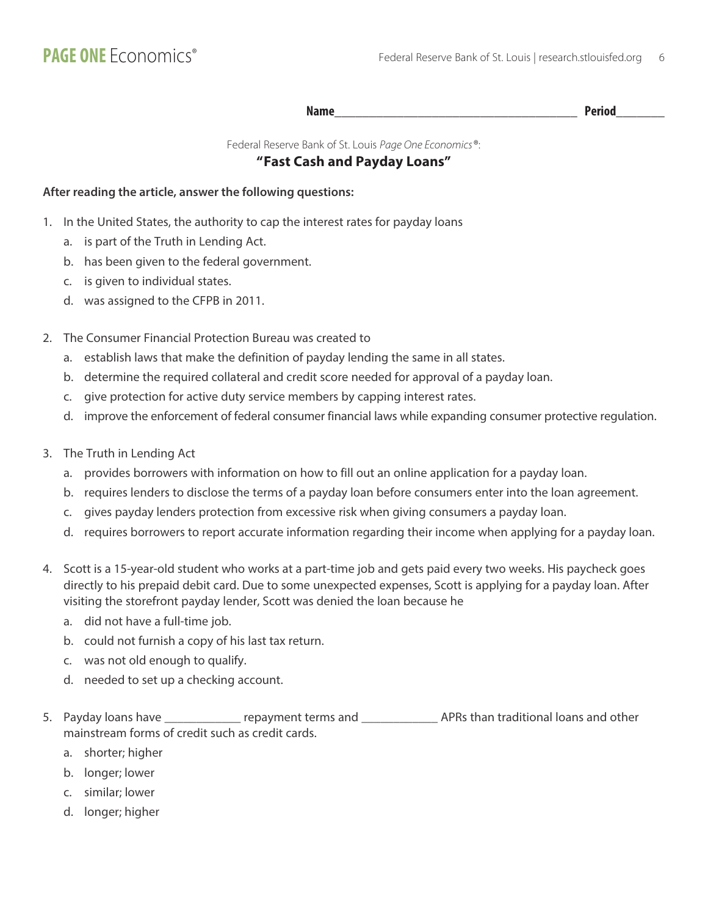Name________________________________________ Period________

Federal Reserve Bank of St. Louis *Page One Economics®*:

## "Fast Cash and Payday Loans"

**After reading the article, answer the following questions:**

1. In the United States, the authority to cap the interest rates for payday loans
   a. is part of the Truth in Lending Act.
   b. has been given to the federal government.
   c. is given to individual states.
   d. was assigned to the CFPB in 2011.

2. The Consumer Financial Protection Bureau was created to
   a. establish laws that make the definition of payday lending the same in all states.
   b. determine the required collateral and credit score needed for approval of a payday loan.
   c. give protection for active duty service members by capping interest rates.
   d. improve the enforcement of federal consumer financial laws while expanding consumer protective regulation.

3. The Truth in Lending Act
   a. provides borrowers with information on how to fill out an online application for a payday loan.
   b. requires lenders to disclose the terms of a payday loan before consumers enter into the loan agreement.
   c. gives payday lenders protection from excessive risk when giving consumers a payday loan.
   d. requires borrowers to report accurate information regarding their income when applying for a payday loan.

4. Scott is a 15-year-old student who works at a part-time job and gets paid every two weeks. His paycheck goes directly to his prepaid debit card. Due to some unexpected expenses, Scott is applying for a payday loan. After visiting the storefront payday lender, Scott was denied the loan because he
   a. did not have a full-time job.
   b. could not furnish a copy of his last tax return.
   c. was not old enough to qualify.
   d. needed to set up a checking account.

5. Payday loans have ____________ repayment terms and ____________ APRs than traditional loans and other mainstream forms of credit such as credit cards.
   a. shorter; higher
   b. longer; lower
   c. similar; lower
   d. longer; higher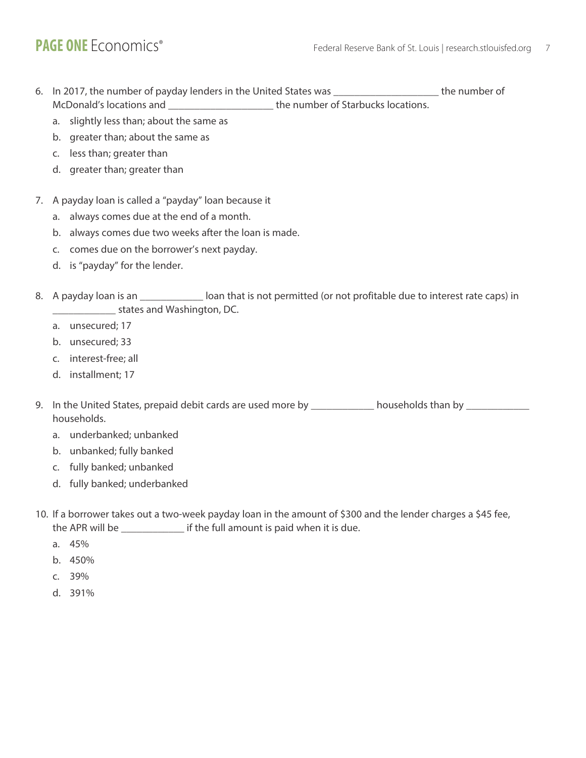6. In 2017, the number of payday lenders in the United States was ____________________ the number of McDonald's locations and ____________________ the number of Starbucks locations.
   a. slightly less than; about the same as
   b. greater than; about the same as
   c. less than; greater than
   d. greater than; greater than

7. A payday loan is called a "payday" loan because it
   a. always comes due at the end of a month.
   b. always comes due two weeks after the loan is made.
   c. comes due on the borrower's next payday.
   d. is "payday" for the lender.

8. A payday loan is an ____________ loan that is not permitted (or not profitable due to interest rate caps) in ____________ states and Washington, DC.
   a. unsecured; 17
   b. unsecured; 33
   c. interest-free; all
   d. installment; 17

9. In the United States, prepaid debit cards are used more by ____________ households than by ____________ households.
   a. underbanked; unbanked
   b. unbanked; fully banked
   c. fully banked; unbanked
   d. fully banked; underbanked

10. If a borrower takes out a two-week payday loan in the amount of $300 and the lender charges a $45 fee, the APR will be ____________ if the full amount is paid when it is due.
    a. 45%
    b. 450%
    c. 39%
    d. 391%